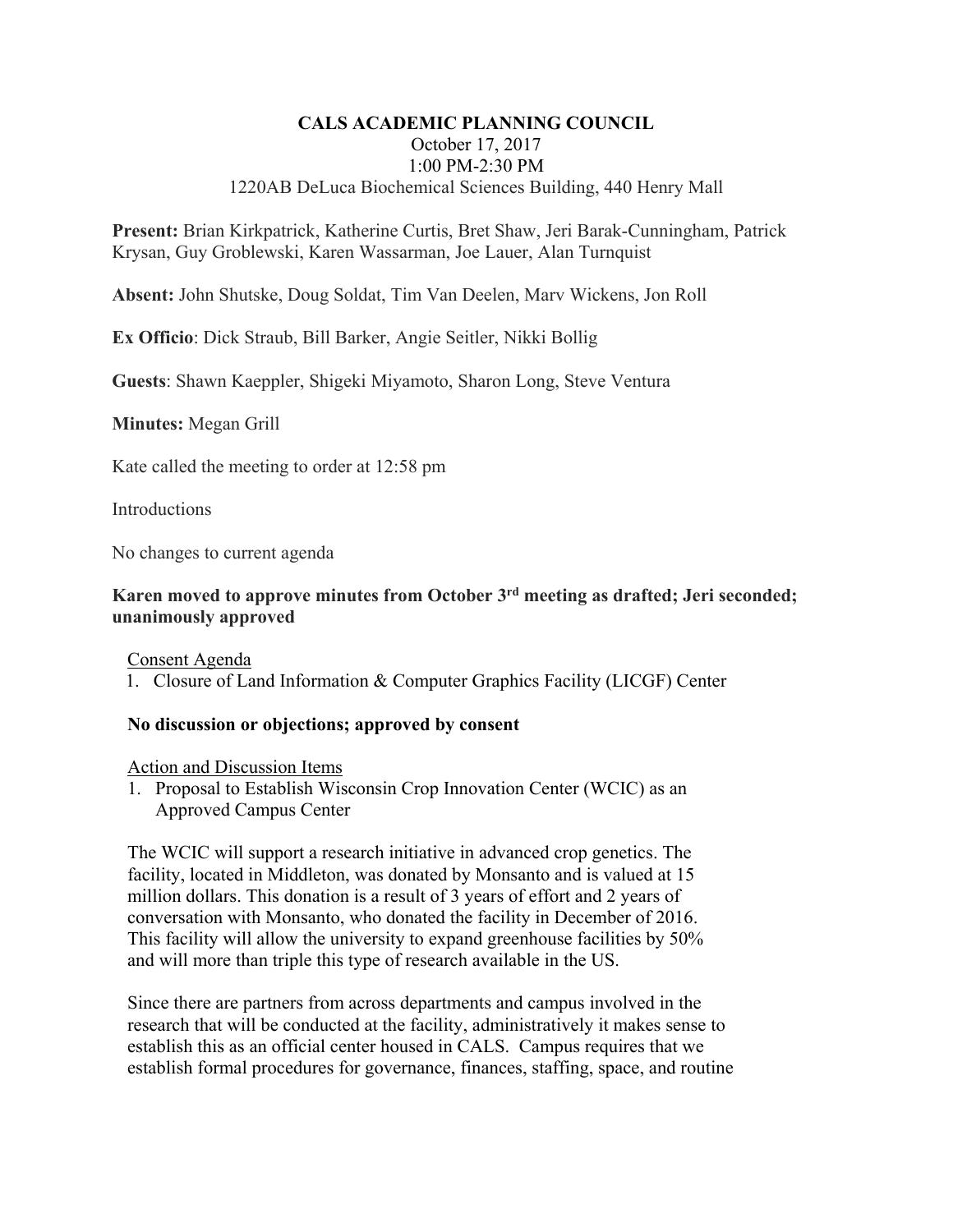**CALS ACADEMIC PLANNING COUNCIL**

October 17, 2017

1:00 PM-2:30 PM

1220AB DeLuca Biochemical Sciences Building, 440 Henry Mall

**Present:** Brian Kirkpatrick, Katherine Curtis, Bret Shaw, Jeri Barak-Cunningham, Patrick Krysan, Guy Groblewski, Karen Wassarman, Joe Lauer, Alan Turnquist

**Absent:** John Shutske, Doug Soldat, Tim Van Deelen, Marv Wickens, Jon Roll

**Ex Officio**: Dick Straub, Bill Barker, Angie Seitler, Nikki Bollig

**Guests**: Shawn Kaeppler, Shigeki Miyamoto, Sharon Long, Steve Ventura

**Minutes:** Megan Grill

Kate called the meeting to order at 12:58 pm

Introductions

No changes to current agenda

**Karen moved to approve minutes from October 3rd meeting as drafted; Jeri seconded; unanimously approved**

Consent Agenda

1. Closure of Land Information & Computer Graphics Facility (LICGF) Center

**No discussion or objections; approved by consent**

Action and Discussion Items

1. Proposal to Establish Wisconsin Crop Innovation Center (WCIC) as an Approved Campus Center

The WCIC will support a research initiative in advanced crop genetics. The facility, located in Middleton, was donated by Monsanto and is valued at 15 million dollars. This donation is a result of 3 years of effort and 2 years of conversation with Monsanto, who donated the facility in December of 2016. This facility will allow the university to expand greenhouse facilities by 50% and will more than triple this type of research available in the US.

Since there are partners from across departments and campus involved in the research that will be conducted at the facility, administratively it makes sense to establish this as an official center housed in CALS. Campus requires that we establish formal procedures for governance, finances, staffing, space, and routine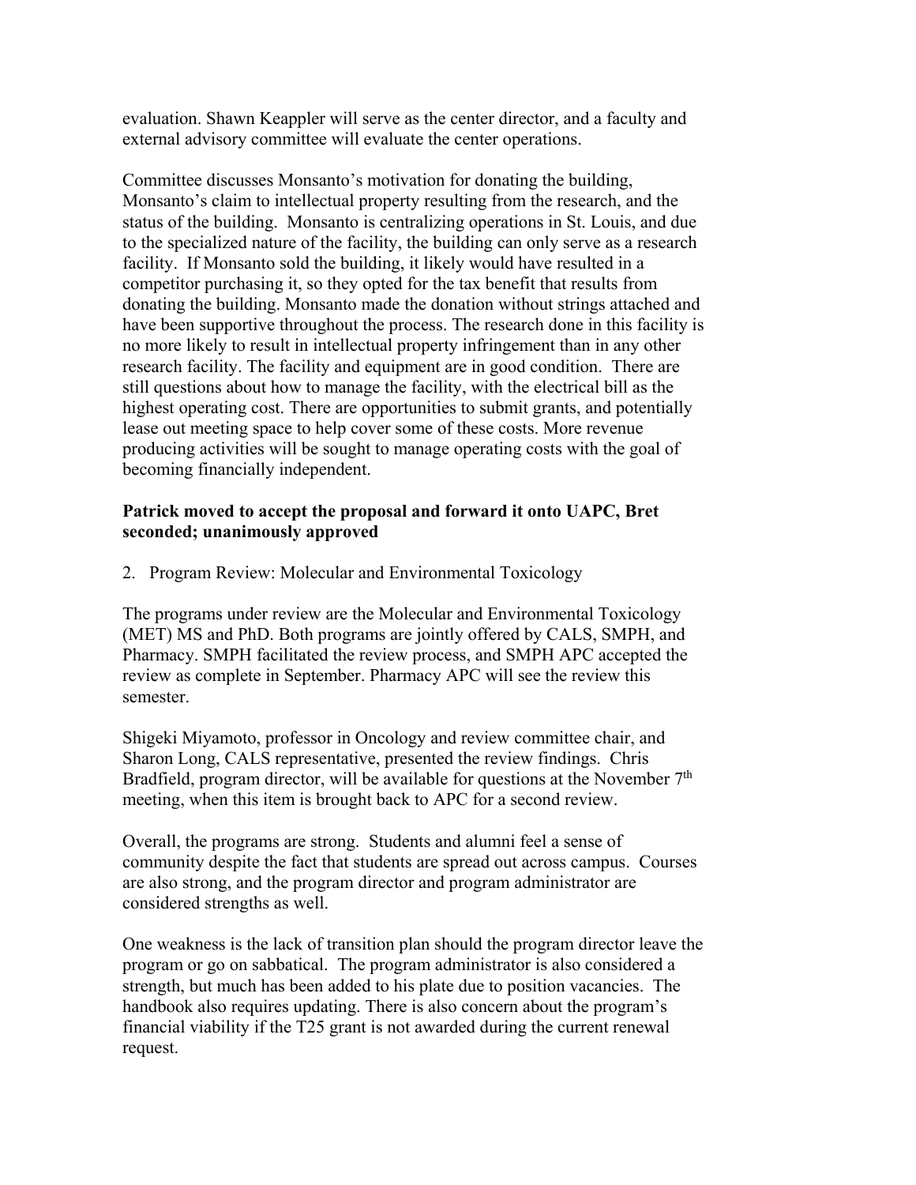evaluation. Shawn Keappler will serve as the center director, and a faculty and external advisory committee will evaluate the center operations.

Committee discusses Monsanto's motivation for donating the building, Monsanto's claim to intellectual property resulting from the research, and the status of the building. Monsanto is centralizing operations in St. Louis, and due to the specialized nature of the facility, the building can only serve as a research facility. If Monsanto sold the building, it likely would have resulted in a competitor purchasing it, so they opted for the tax benefit that results from donating the building. Monsanto made the donation without strings attached and have been supportive throughout the process. The research done in this facility is no more likely to result in intellectual property infringement than in any other research facility. The facility and equipment are in good condition. There are still questions about how to manage the facility, with the electrical bill as the highest operating cost. There are opportunities to submit grants, and potentially lease out meeting space to help cover some of these costs. More revenue producing activities will be sought to manage operating costs with the goal of becoming financially independent.

**Patrick moved to accept the proposal and forward it onto UAPC, Bret seconded; unanimously approved**

2. Program Review: Molecular and Environmental Toxicology

The programs under review are the Molecular and Environmental Toxicology (MET) MS and PhD. Both programs are jointly offered by CALS, SMPH, and Pharmacy. SMPH facilitated the review process, and SMPH APC accepted the review as complete in September. Pharmacy APC will see the review this semester.

Shigeki Miyamoto, professor in Oncology and review committee chair, and Sharon Long, CALS representative, presented the review findings. Chris Bradfield, program director, will be available for questions at the November 7th meeting, when this item is brought back to APC for a second review.

Overall, the programs are strong. Students and alumni feel a sense of community despite the fact that students are spread out across campus. Courses are also strong, and the program director and program administrator are considered strengths as well.

One weakness is the lack of transition plan should the program director leave the program or go on sabbatical. The program administrator is also considered a strength, but much has been added to his plate due to position vacancies. The handbook also requires updating. There is also concern about the program's financial viability if the T25 grant is not awarded during the current renewal request.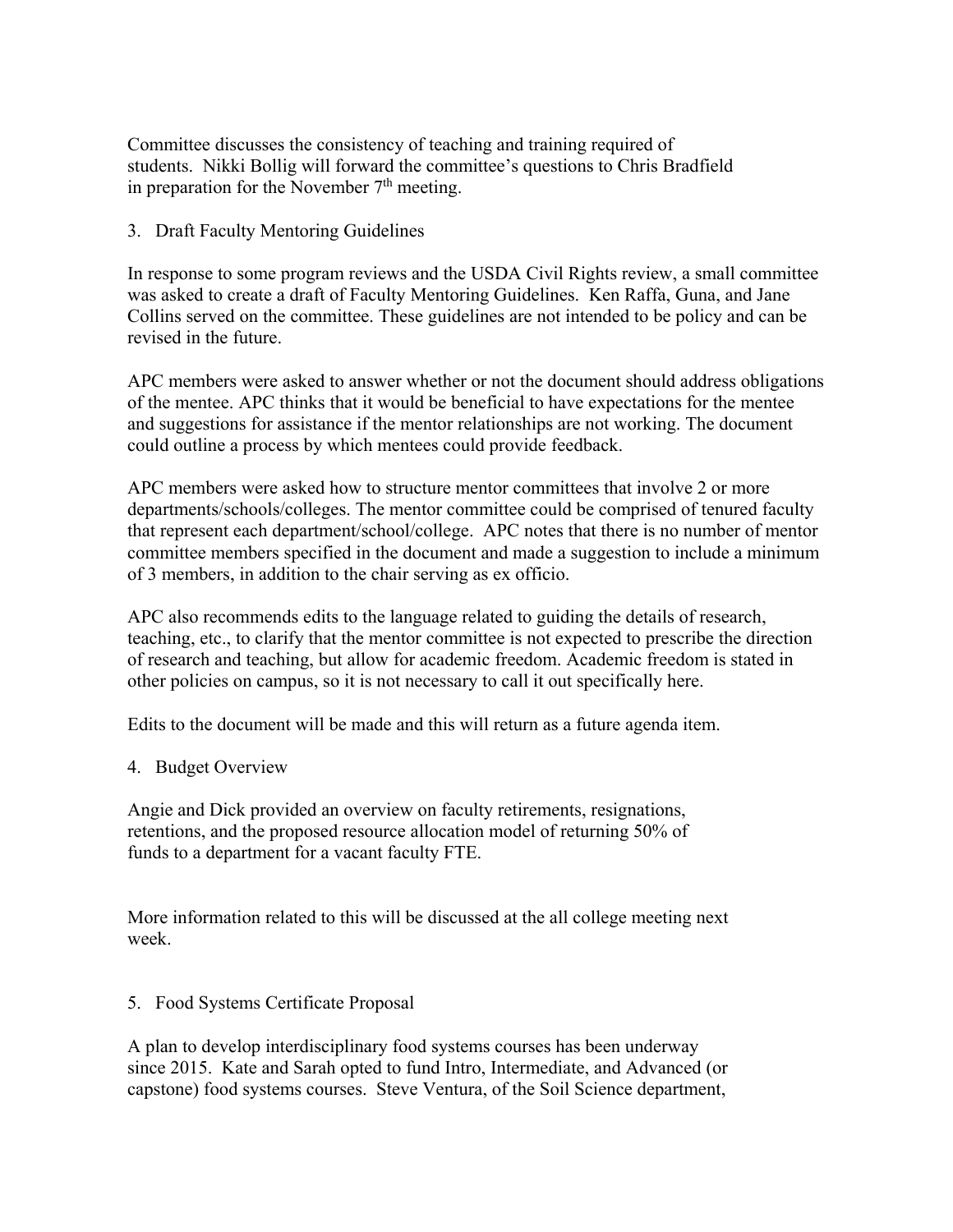Committee discusses the consistency of teaching and training required of students. Nikki Bollig will forward the committee's questions to Chris Bradfield in preparation for the November 7th meeting.

3. Draft Faculty Mentoring Guidelines

In response to some program reviews and the USDA Civil Rights review, a small committee was asked to create a draft of Faculty Mentoring Guidelines. Ken Raffa, Guna, and Jane Collins served on the committee. These guidelines are not intended to be policy and can be revised in the future.

APC members were asked to answer whether or not the document should address obligations of the mentee. APC thinks that it would be beneficial to have expectations for the mentee and suggestions for assistance if the mentor relationships are not working. The document could outline a process by which mentees could provide feedback.

APC members were asked how to structure mentor committees that involve 2 or more departments/schools/colleges. The mentor committee could be comprised of tenured faculty that represent each department/school/college. APC notes that there is no number of mentor committee members specified in the document and made a suggestion to include a minimum of 3 members, in addition to the chair serving as ex officio.

APC also recommends edits to the language related to guiding the details of research, teaching, etc., to clarify that the mentor committee is not expected to prescribe the direction of research and teaching, but allow for academic freedom. Academic freedom is stated in other policies on campus, so it is not necessary to call it out specifically here.

Edits to the document will be made and this will return as a future agenda item.

4. Budget Overview

Angie and Dick provided an overview on faculty retirements, resignations, retentions, and the proposed resource allocation model of returning 50% of funds to a department for a vacant faculty FTE.

More information related to this will be discussed at the all college meeting next week.

5. Food Systems Certificate Proposal

A plan to develop interdisciplinary food systems courses has been underway since 2015. Kate and Sarah opted to fund Intro, Intermediate, and Advanced (or capstone) food systems courses. Steve Ventura, of the Soil Science department,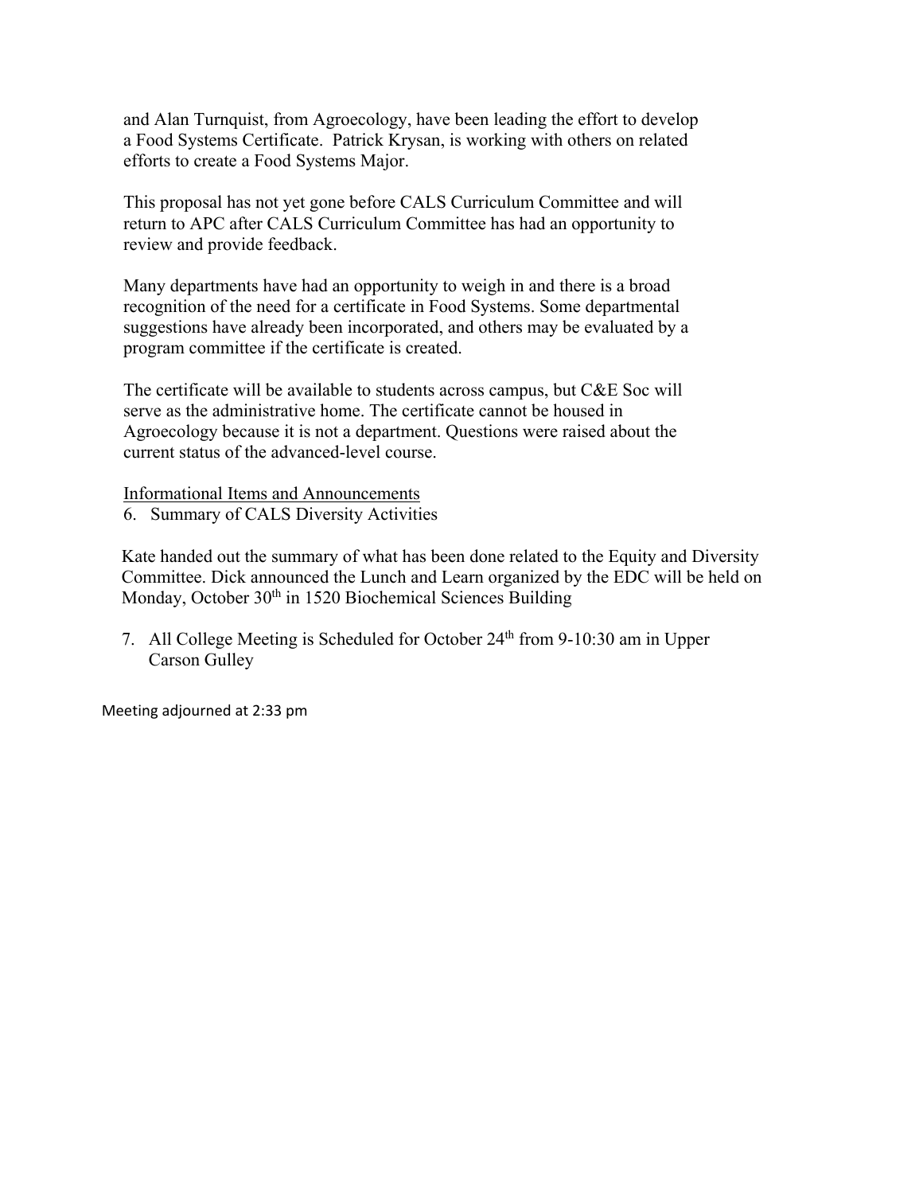and Alan Turnquist, from Agroecology, have been leading the effort to develop a Food Systems Certificate. Patrick Krysan, is working with others on related efforts to create a Food Systems Major.

This proposal has not yet gone before CALS Curriculum Committee and will return to APC after CALS Curriculum Committee has had an opportunity to review and provide feedback.

Many departments have had an opportunity to weigh in and there is a broad recognition of the need for a certificate in Food Systems. Some departmental suggestions have already been incorporated, and others may be evaluated by a program committee if the certificate is created.

The certificate will be available to students across campus, but C&E Soc will serve as the administrative home. The certificate cannot be housed in Agroecology because it is not a department. Questions were raised about the current status of the advanced-level course.

Informational Items and Announcements

6. Summary of CALS Diversity Activities

Kate handed out the summary of what has been done related to the Equity and Diversity Committee. Dick announced the Lunch and Learn organized by the EDC will be held on Monday, October 30th in 1520 Biochemical Sciences Building

7. All College Meeting is Scheduled for October 24th from 9-10:30 am in Upper Carson Gulley

Meeting adjourned at 2:33 pm